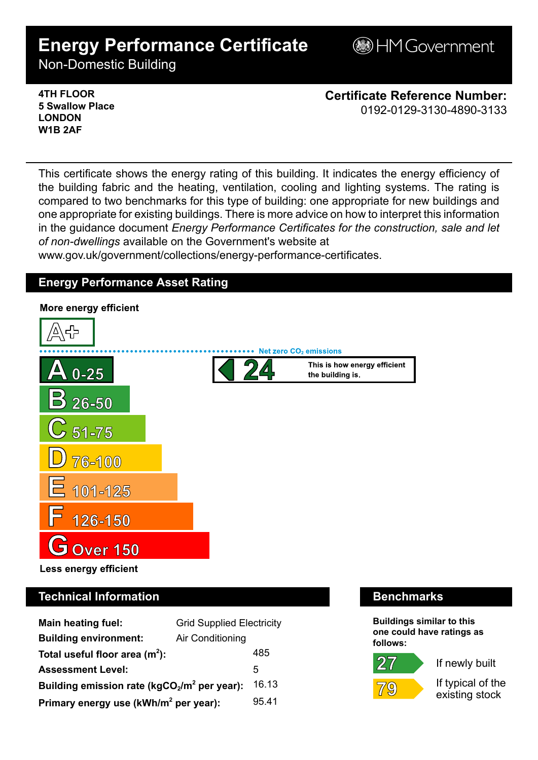# Energy Performance Certificate

Non-Domestic Building

HM Government

**4TH FLOOR**
**5 Swallow Place**
**LONDON**
**W1B 2AF**

**Certificate Reference Number:**
0192-0129-3130-4890-3133

This certificate shows the energy rating of this building. It indicates the energy efficiency of the building fabric and the heating, ventilation, cooling and lighting systems. The rating is compared to two benchmarks for this type of building: one appropriate for new buildings and one appropriate for existing buildings. There is more advice on how to interpret this information in the guidance document *Energy Performance Certificates for the construction, sale and let of non-dwellings* available on the Government's website at www.gov.uk/government/collections/energy-performance-certificates.

## Energy Performance Asset Rating

**More energy efficient**

A+

Net zero $CO_2$ emissions

- A 0-25
- B 26-50
- C 51-75
- D 76-100
- E 101-125
- F 126-150
- G Over 150

**24** — This is how energy efficient the building is.

**Less energy efficient**

## Technical Information

| | |
|---|---|
| **Main heating fuel:** | Grid Supplied Electricity |
| **Building environment:** | Air Conditioning |
| **Total useful floor area ($m^2$):** | 485 |
| **Assessment Level:** | 5 |
| **Building emission rate ($kgCO_2/m^2$ per year):** | 16.13 |
| **Primary energy use ($kWh/m^2$ per year):** | 95.41 |

## Benchmarks

**Buildings similar to this one could have ratings as follows:**

| | |
|---|---|
| 27 | If newly built |
| 79 | If typical of the existing stock |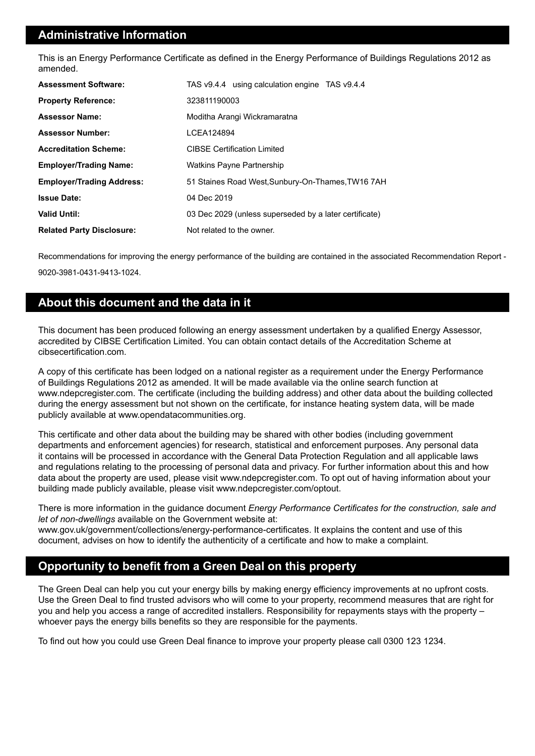## Administrative Information

This is an Energy Performance Certificate as defined in the Energy Performance of Buildings Regulations 2012 as amended.

| | |
|---|---|
| **Assessment Software:** | TAS v9.4.4 using calculation engine TAS v9.4.4 |
| **Property Reference:** | 323811190003 |
| **Assessor Name:** | Moditha Arangi Wickramaratna |
| **Assessor Number:** | LCEA124894 |
| **Accreditation Scheme:** | CIBSE Certification Limited |
| **Employer/Trading Name:** | Watkins Payne Partnership |
| **Employer/Trading Address:** | 51 Staines Road West,Sunbury-On-Thames,TW16 7AH |
| **Issue Date:** | 04 Dec 2019 |
| **Valid Until:** | 03 Dec 2029 (unless superseded by a later certificate) |
| **Related Party Disclosure:** | Not related to the owner. |

Recommendations for improving the energy performance of the building are contained in the associated Recommendation Report - 9020-3981-0431-9413-1024.

## About this document and the data in it

This document has been produced following an energy assessment undertaken by a qualified Energy Assessor, accredited by CIBSE Certification Limited. You can obtain contact details of the Accreditation Scheme at cibsecertification.com.

A copy of this certificate has been lodged on a national register as a requirement under the Energy Performance of Buildings Regulations 2012 as amended. It will be made available via the online search function at www.ndepcregister.com. The certificate (including the building address) and other data about the building collected during the energy assessment but not shown on the certificate, for instance heating system data, will be made publicly available at www.opendatacommunities.org.

This certificate and other data about the building may be shared with other bodies (including government departments and enforcement agencies) for research, statistical and enforcement purposes. Any personal data it contains will be processed in accordance with the General Data Protection Regulation and all applicable laws and regulations relating to the processing of personal data and privacy. For further information about this and how data about the property are used, please visit www.ndepcregister.com. To opt out of having information about your building made publicly available, please visit www.ndepcregister.com/optout.

There is more information in the guidance document *Energy Performance Certificates for the construction, sale and let of non-dwellings* available on the Government website at: www.gov.uk/government/collections/energy-performance-certificates. It explains the content and use of this document, advises on how to identify the authenticity of a certificate and how to make a complaint.

## Opportunity to benefit from a Green Deal on this property

The Green Deal can help you cut your energy bills by making energy efficiency improvements at no upfront costs. Use the Green Deal to find trusted advisors who will come to your property, recommend measures that are right for you and help you access a range of accredited installers. Responsibility for repayments stays with the property – whoever pays the energy bills benefits so they are responsible for the payments.

To find out how you could use Green Deal finance to improve your property please call 0300 123 1234.